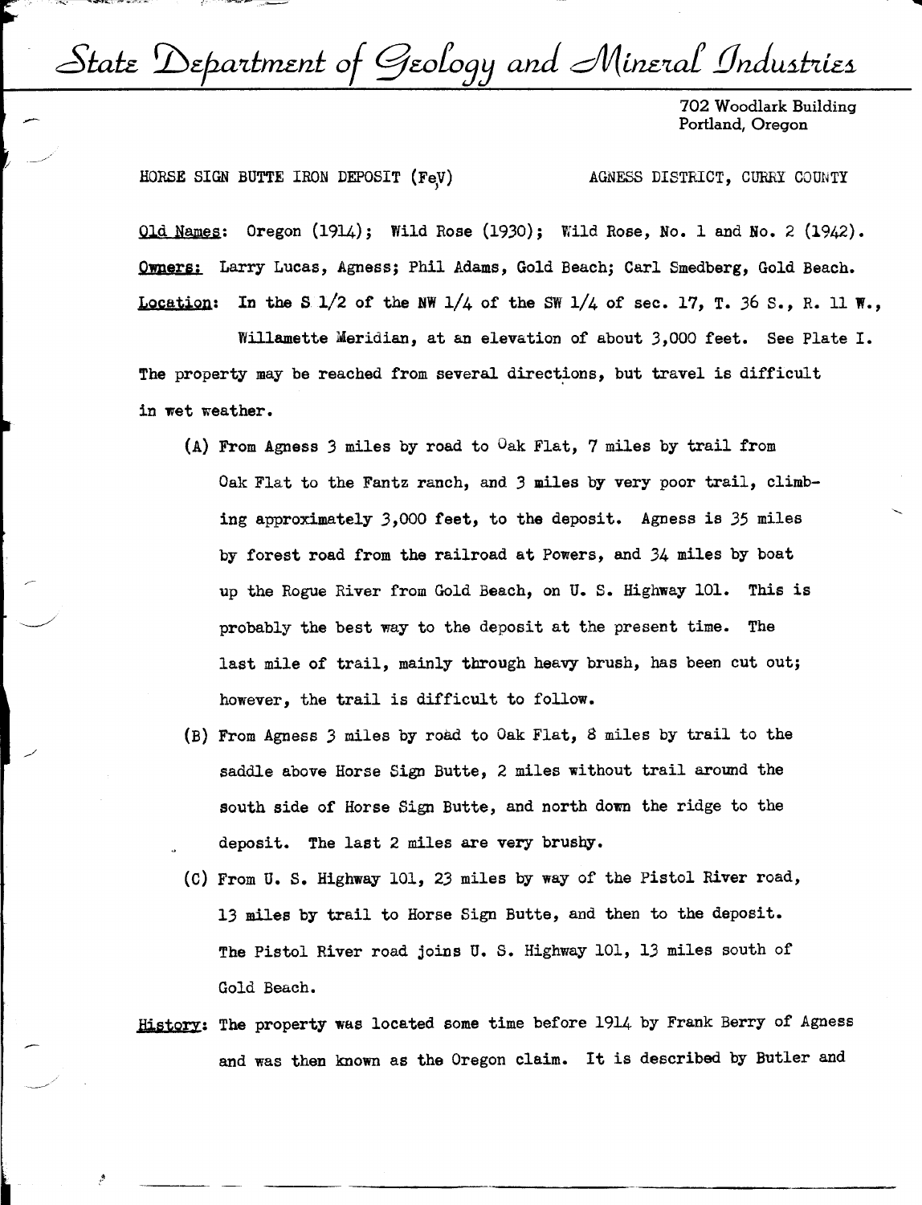# State Department of Geology and Mineral Industries

702 Woodlark Building
Portland, Oregon

HORSE SIGN BUTTE IRON DEPOSIT (Fe,V) AGNESS DISTRICT, CURRY COUNTY

**Old Names:** Oregon (1914); Wild Rose (1930); Wild Rose, No. 1 and No. 2 (1942).

**Owners:** Larry Lucas, Agness; Phil Adams, Gold Beach; Carl Smedberg, Gold Beach.

**Location:** In the S 1/2 of the NW 1/4 of the SW 1/4 of sec. 17, T. 36 S., R. 11 W., Willamette Meridian, at an elevation of about 3,000 feet. See Plate I. The property may be reached from several directions, but travel is difficult in wet weather.

(A) From Agness 3 miles by road to Oak Flat, 7 miles by trail from Oak Flat to the Fantz ranch, and 3 miles by very poor trail, climbing approximately 3,000 feet, to the deposit. Agness is 35 miles by forest road from the railroad at Powers, and 34 miles by boat up the Rogue River from Gold Beach, on U. S. Highway 101. This is probably the best way to the deposit at the present time. The last mile of trail, mainly through heavy brush, has been cut out; however, the trail is difficult to follow.

(B) From Agness 3 miles by road to Oak Flat, 8 miles by trail to the saddle above Horse Sign Butte, 2 miles without trail around the south side of Horse Sign Butte, and north down the ridge to the deposit. The last 2 miles are very brushy.

(C) From U. S. Highway 101, 23 miles by way of the Pistol River road, 13 miles by trail to Horse Sign Butte, and then to the deposit. The Pistol River road joins U. S. Highway 101, 13 miles south of Gold Beach.

**History:** The property was located some time before 1914 by Frank Berry of Agness and was then known as the Oregon claim. It is described by Butler and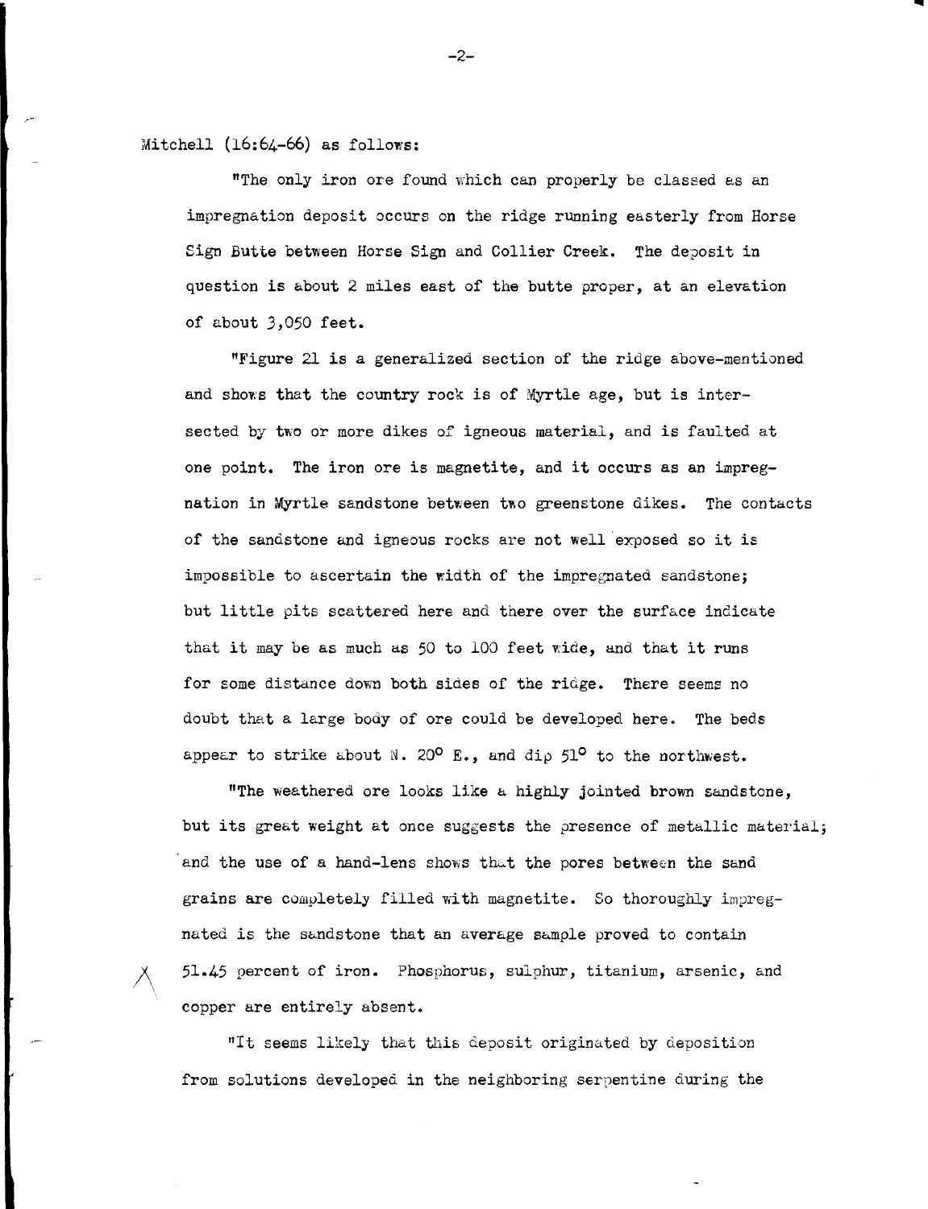Mitchell (16:64-66) as follows:

"The only iron ore found which can properly be classed as an impregnation deposit occurs on the ridge running easterly from Horse Sign Butte between Horse Sign and Collier Creek. The deposit in question is about 2 miles east of the butte proper, at an elevation of about 3,050 feet.

"Figure 21 is a generalized section of the ridge above-mentioned and shows that the country rock is of Myrtle age, but is intersected by two or more dikes of igneous material, and is faulted at one point. The iron ore is magnetite, and it occurs as an impregnation in Myrtle sandstone between two greenstone dikes. The contacts of the sandstone and igneous rocks are not well exposed so it is impossible to ascertain the width of the impregnated sandstone; but little pits scattered here and there over the surface indicate that it may be as much as 50 to 100 feet wide, and that it runs for some distance down both sides of the ridge. There seems no doubt that a large body of ore could be developed here. The beds appear to strike about N. 20° E., and dip 51° to the northwest.

"The weathered ore looks like a highly jointed brown sandstone, but its great weight at once suggests the presence of metallic material; and the use of a hand-lens shows that the pores between the sand grains are completely filled with magnetite. So thoroughly impregnated is the sandstone that an average sample proved to contain 51.45 percent of iron. Phosphorus, sulphur, titanium, arsenic, and copper are entirely absent.

"It seems likely that this deposit originated by deposition from solutions developed in the neighboring serpentine during the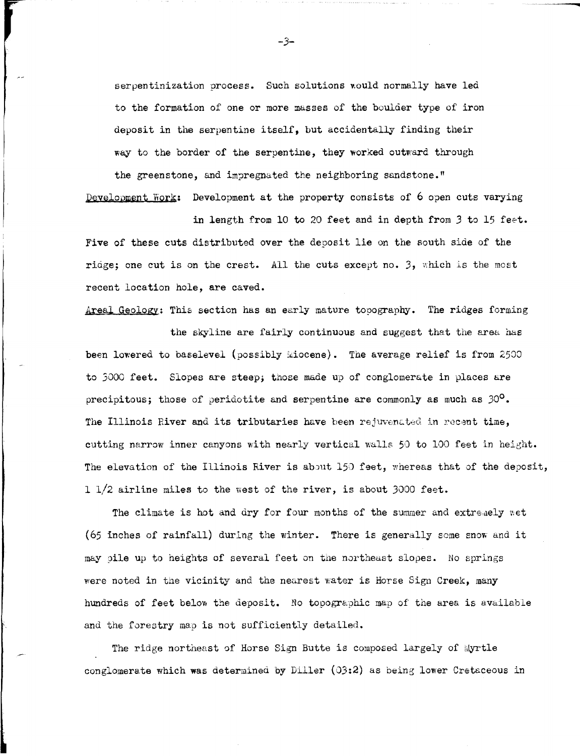serpentinization process. Such solutions would normally have led to the formation of one or more masses of the boulder type of iron deposit in the serpentine itself, but accidentally finding their way to the border of the serpentine, they worked outward through the greenstone, and impregnated the neighboring sandstone."

Development Work: Development at the property consists of 6 open cuts varying in length from 10 to 20 feet and in depth from 3 to 15 feet. Five of these cuts distributed over the deposit lie on the south side of the ridge; one cut is on the crest. All the cuts except no. 3, which is the most recent location hole, are caved.

Areal Geology: This section has an early mature topography. The ridges forming the skyline are fairly continuous and suggest that the area has been lowered to baselevel (possibly Miocene). The average relief is from 2500 to 3000 feet. Slopes are steep; those made up of conglomerate in places are precipitous; those of peridotite and serpentine are commonly as much as 30°. The Illinois River and its tributaries have been rejuvenated in recent time, cutting narrow inner canyons with nearly vertical walls 50 to 100 feet in height. The elevation of the Illinois River is about 150 feet, whereas that of the deposit, 1 1/2 airline miles to the west of the river, is about 3000 feet.

The climate is hot and dry for four months of the summer and extremely wet (65 inches of rainfall) during the winter. There is generally some snow and it may pile up to heights of several feet on the northeast slopes. No springs were noted in the vicinity and the nearest water is Horse Sign Creek, many hundreds of feet below the deposit. No topographic map of the area is available and the forestry map is not sufficiently detailed.

The ridge northeast of Horse Sign Butte is composed largely of Myrtle conglomerate which was determined by Diller (03:2) as being lower Cretaceous in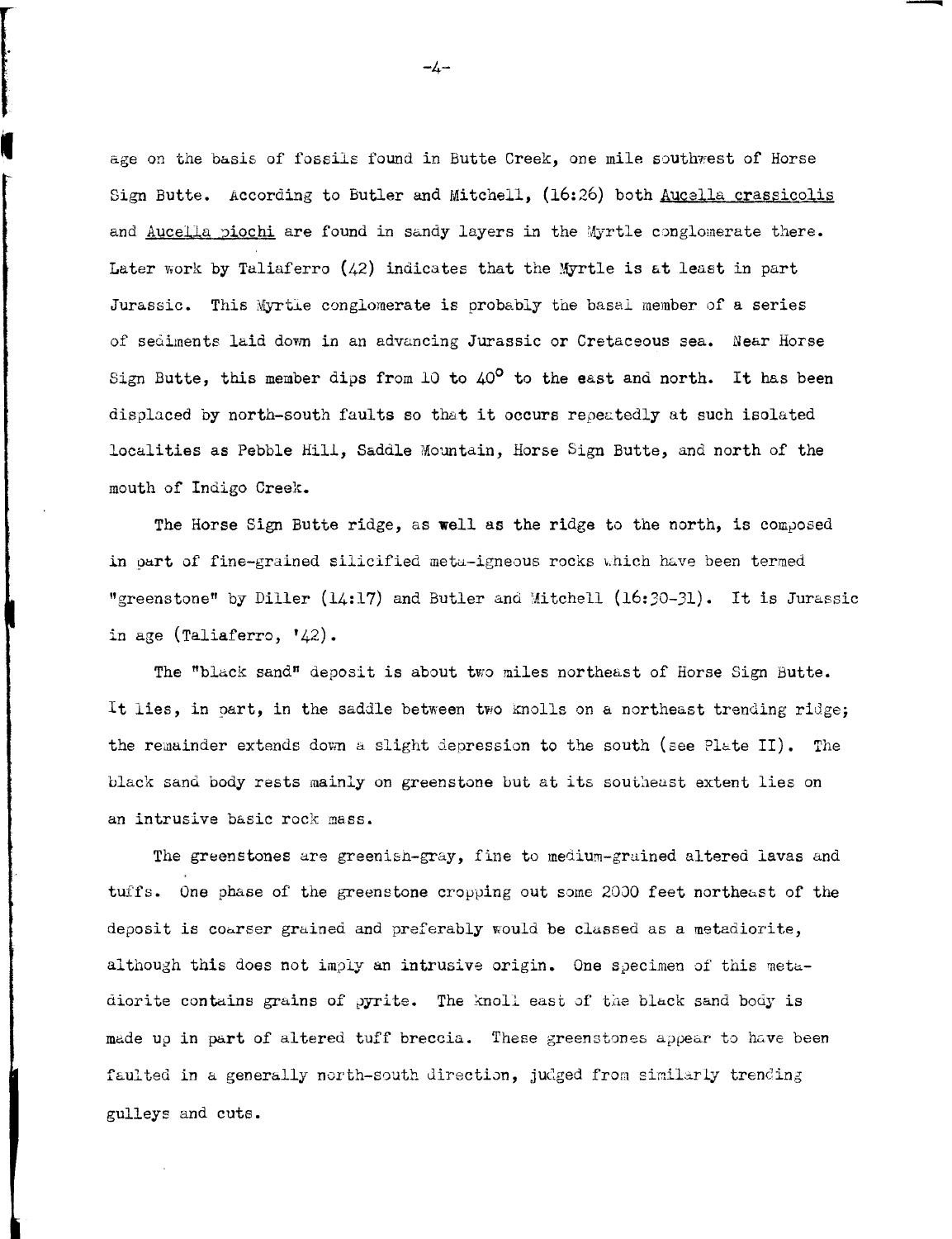age on the basis of fossils found in Butte Creek, one mile southwest of Horse Sign Butte. According to Butler and Mitchell, (16:26) both Aucella crassicolis and Aucella piochi are found in sandy layers in the Myrtle conglomerate there. Later work by Taliaferro (42) indicates that the Myrtle is at least in part Jurassic. This Myrtle conglomerate is probably the basal member of a series of sediments laid down in an advancing Jurassic or Cretaceous sea. Near Horse Sign Butte, this member dips from 10 to 40$^{\circ}$ to the east and north. It has been displaced by north-south faults so that it occurs repeatedly at such isolated localities as Pebble Hill, Saddle Mountain, Horse Sign Butte, and north of the mouth of Indigo Creek.

The Horse Sign Butte ridge, as well as the ridge to the north, is composed in part of fine-grained silicified meta-igneous rocks which have been termed "greenstone" by Diller (14:17) and Butler and Mitchell (16:30-31). It is Jurassic in age (Taliaferro, '42).

The "black sand" deposit is about two miles northeast of Horse Sign Butte. It lies, in part, in the saddle between two knolls on a northeast trending ridge; the remainder extends down a slight depression to the south (see Plate II). The black sand body rests mainly on greenstone but at its southeast extent lies on an intrusive basic rock mass.

The greenstones are greenish-gray, fine to medium-grained altered lavas and tuffs. One phase of the greenstone cropping out some 2000 feet northeast of the deposit is coarser grained and preferably would be classed as a metadiorite, although this does not imply an intrusive origin. One specimen of this metadiorite contains grains of pyrite. The knoll east of the black sand body is made up in part of altered tuff breccia. These greenstones appear to have been faulted in a generally north-south direction, judged from similarly trending gulleys and cuts.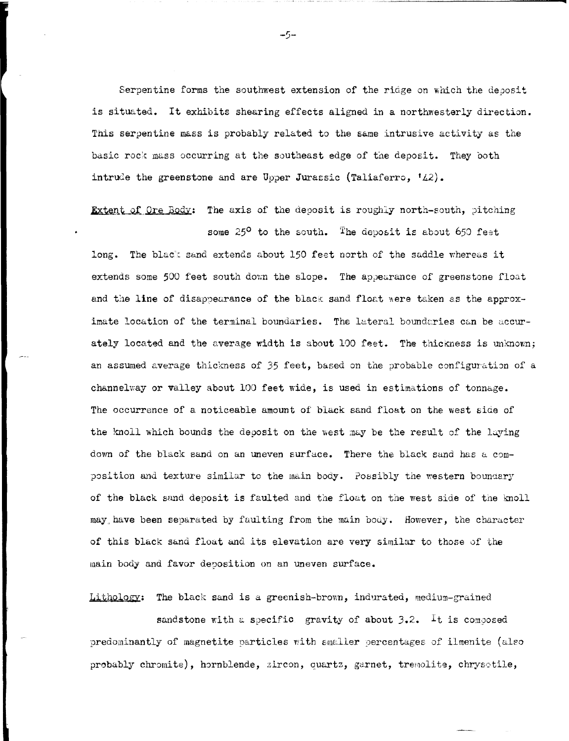Serpentine forms the southwest extension of the ridge on which the deposit is situated. It exhibits shearing effects aligned in a northwesterly direction. This serpentine mass is probably related to the same intrusive activity as the basic rock mass occurring at the southeast edge of the deposit. They both intrude the greenstone and are Upper Jurassic (Taliaferro, '42).

Extent of Ore Body: The axis of the deposit is roughly north-south, pitching some 25° to the south. The deposit is about 650 feet long. The black sand extends about 150 feet north of the saddle whereas it extends some 500 feet south down the slope. The appearance of greenstone float and the line of disappearance of the black sand float were taken as the approximate location of the terminal boundaries. The lateral boundaries can be accurately located and the average width is about 100 feet. The thickness is unknown; an assumed average thickness of 35 feet, based on the probable configuration of a channelway or valley about 100 feet wide, is used in estimations of tonnage. The occurrence of a noticeable amount of black sand float on the west side of the knoll which bounds the deposit on the west may be the result of the laying down of the black sand on an uneven surface. There the black sand has a composition and texture similar to the main body. Possibly the western boundary of the black sand deposit is faulted and the float on the west side of the knoll may have been separated by faulting from the main body. However, the character of this black sand float and its elevation are very similar to those of the main body and favor deposition on an uneven surface.

Lithology: The black sand is a greenish-brown, indurated, medium-grained sandstone with a specific gravity of about 3.2. It is composed predominantly of magnetite particles with smaller percentages of ilmenite (also probably chromite), hornblende, zircon, quartz, garnet, tremolite, chrysotile,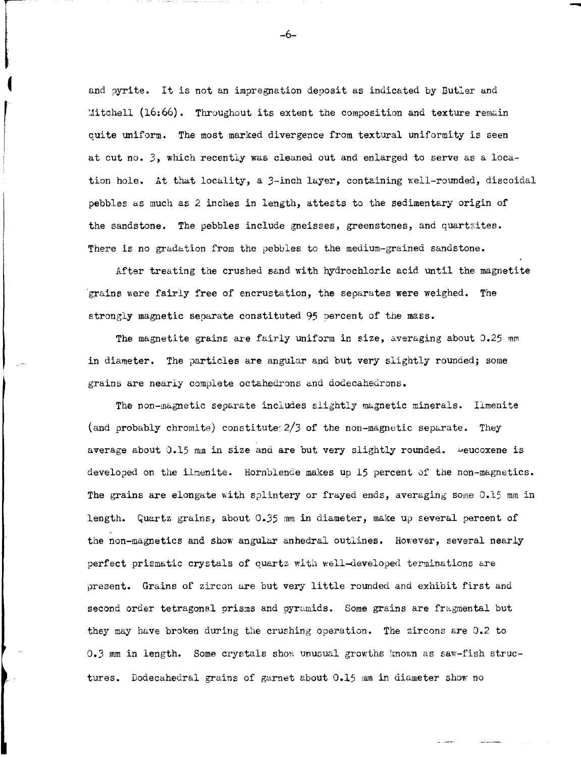and pyrite. It is not an impregnation deposit as indicated by Butler and Mitchell (16:66). Throughout its extent the composition and texture remain quite uniform. The most marked divergence from textural uniformity is seen at cut no. 3, which recently was cleaned out and enlarged to serve as a location hole. At that locality, a 3-inch layer, containing well-rounded, discoidal pebbles as much as 2 inches in length, attests to the sedimentary origin of the sandstone. The pebbles include gneisses, greenstones, and quartzites. There is no gradation from the pebbles to the medium-grained sandstone.

After treating the crushed sand with hydrochloric acid until the magnetite grains were fairly free of encrustation, the separates were weighed. The strongly magnetic separate constituted 95 percent of the mass.

The magnetite grains are fairly uniform in size, averaging about 0.25 mm in diameter. The particles are angular and but very slightly rounded; some grains are nearly complete octahedrons and dodecahedrons.

The non-magnetic separate includes slightly magnetic minerals. Ilmenite (and probably chromite) constitute 2/3 of the non-magnetic separate. They average about 0.15 mm in size and are but very slightly rounded. Leucoxene is developed on the ilmenite. Hornblende makes up 15 percent of the non-magnetics. The grains are elongate with splintery or frayed ends, averaging some 0.15 mm in length. Quartz grains, about 0.35 mm in diameter, make up several percent of the non-magnetics and show angular anhedral outlines. However, several nearly perfect prismatic crystals of quartz with well-developed terminations are present. Grains of zircon are but very little rounded and exhibit first and second order tetragonal prisms and pyramids. Some grains are fragmental but they may have broken during the crushing operation. The zircons are 0.2 to 0.3 mm in length. Some crystals show unusual growths known as saw-fish structures. Dodecahedral grains of garnet about 0.15 mm in diameter show no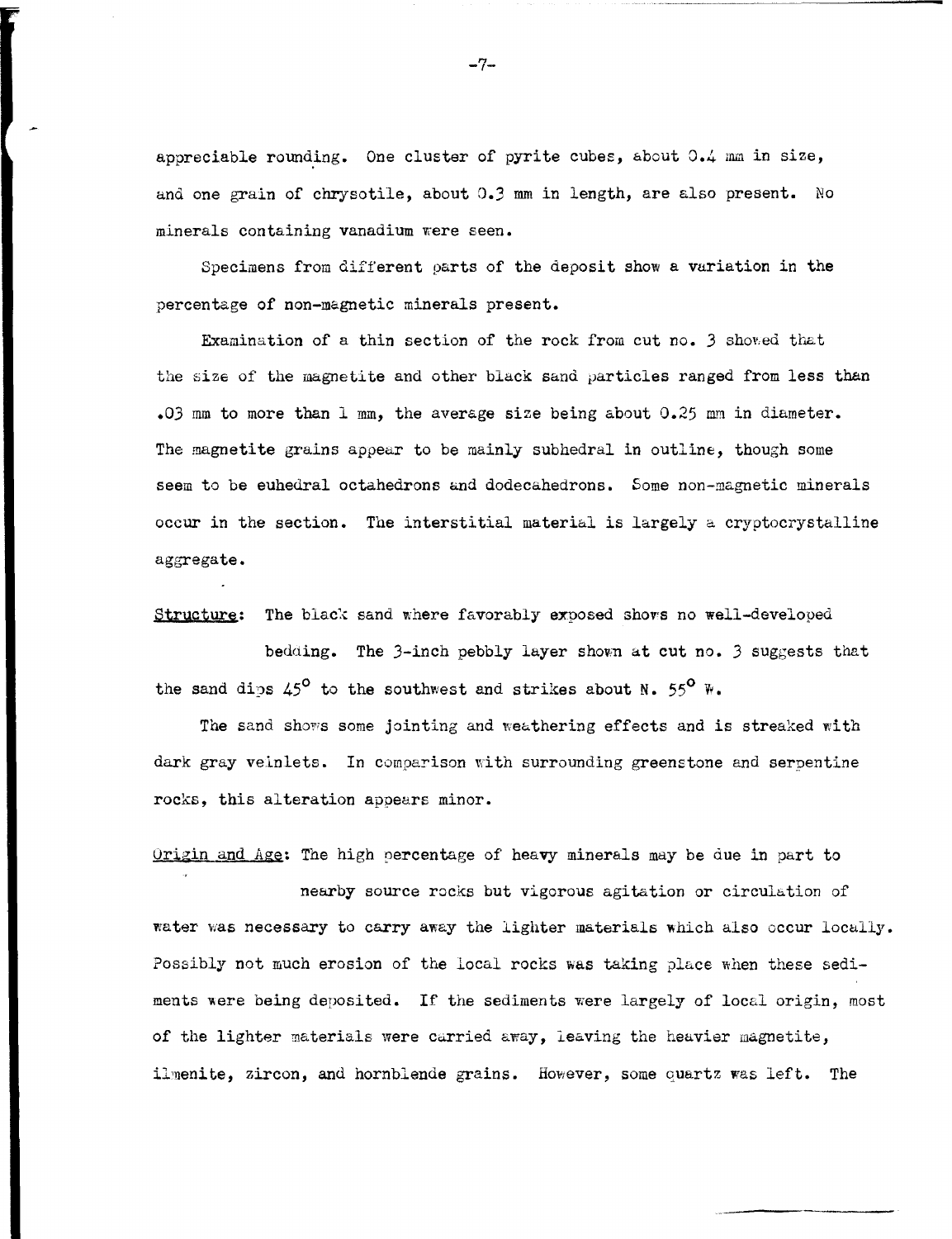appreciable rounding. One cluster of pyrite cubes, about 0.4 mm in size, and one grain of chrysotile, about 0.3 mm in length, are also present. No minerals containing vanadium were seen.

Specimens from different parts of the deposit show a variation in the percentage of non-magnetic minerals present.

Examination of a thin section of the rock from cut no. 3 showed that the size of the magnetite and other black sand particles ranged from less than .03 mm to more than 1 mm, the average size being about 0.25 mm in diameter. The magnetite grains appear to be mainly subhedral in outline, though some seem to be euhedral octahedrons and dodecahedrons. Some non-magnetic minerals occur in the section. The interstitial material is largely a cryptocrystalline aggregate.

<u>Structure</u>: The black sand where favorably exposed shows no well-developed bedding. The 3-inch pebbly layer shown at cut no. 3 suggests that the sand dips 45° to the southwest and strikes about N. 55° W.

The sand shows some jointing and weathering effects and is streaked with dark gray veinlets. In comparison with surrounding greenstone and serpentine rocks, this alteration appears minor.

<u>Origin and Age</u>: The high percentage of heavy minerals may be due in part to nearby source rocks but vigorous agitation or circulation of water was necessary to carry away the lighter materials which also occur locally. Possibly not much erosion of the local rocks was taking place when these sediments were being deposited. If the sediments were largely of local origin, most of the lighter materials were carried away, leaving the heavier magnetite, ilmenite, zircon, and hornblende grains. However, some quartz was left. The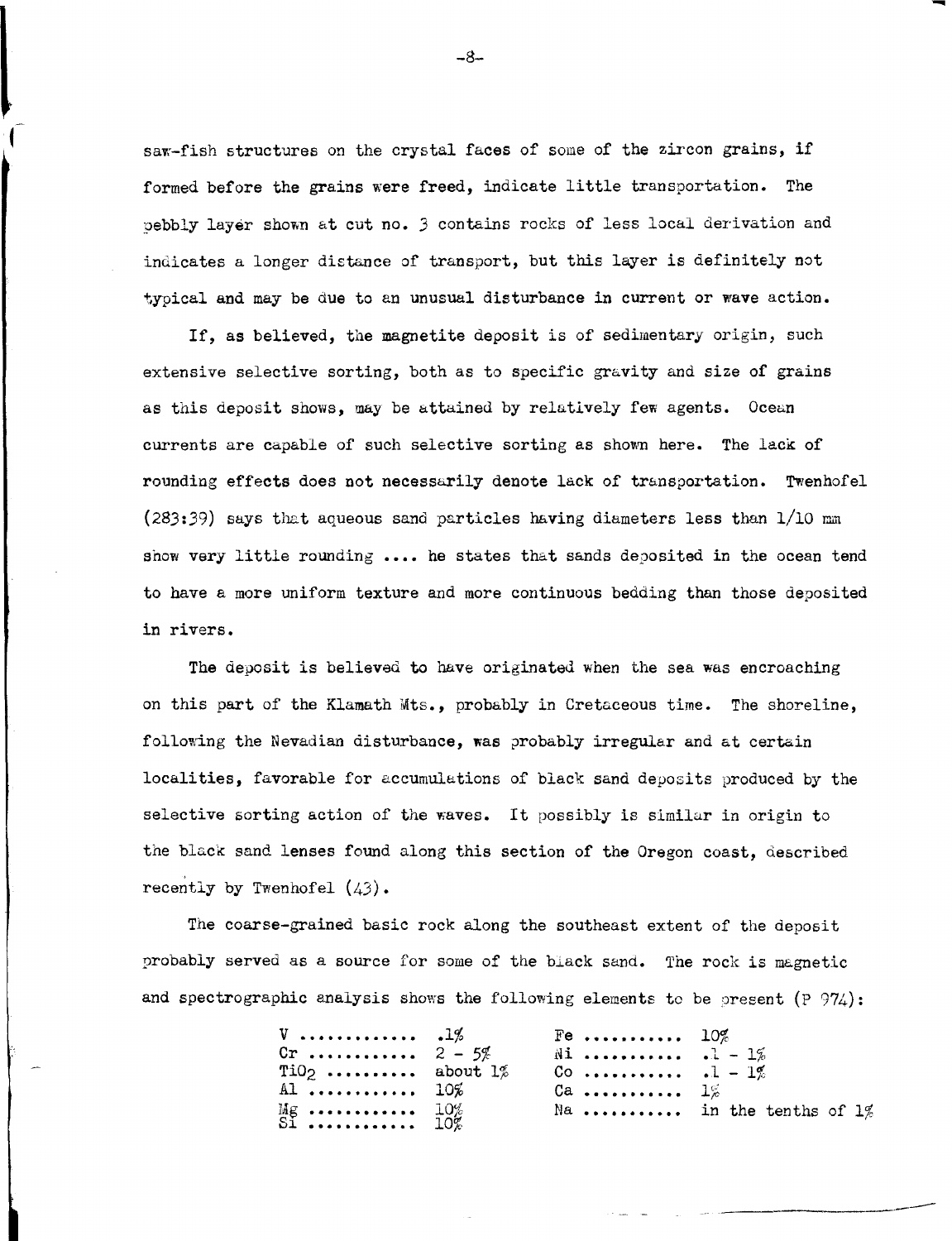saw-fish structures on the crystal faces of some of the zircon grains, if formed before the grains were freed, indicate little transportation. The pebbly layer shown at cut no. 3 contains rocks of less local derivation and indicates a longer distance of transport, but this layer is definitely not typical and may be due to an unusual disturbance in current or wave action.

If, as believed, the magnetite deposit is of sedimentary origin, such extensive selective sorting, both as to specific gravity and size of grains as this deposit shows, may be attained by relatively few agents. Ocean currents are capable of such selective sorting as shown here. The lack of rounding effects does not necessarily denote lack of transportation. Twenhofel (283:39) says that aqueous sand particles having diameters less than 1/10 mm show very little rounding .... he states that sands deposited in the ocean tend to have a more uniform texture and more continuous bedding than those deposited in rivers.

The deposit is believed to have originated when the sea was encroaching on this part of the Klamath Mts., probably in Cretaceous time. The shoreline, following the Nevadian disturbance, was probably irregular and at certain localities, favorable for accumulations of black sand deposits produced by the selective sorting action of the waves. It possibly is similar in origin to the black sand lenses found along this section of the Oregon coast, described recently by Twenhofel (43).

The coarse-grained basic rock along the southeast extent of the deposit probably served as a source for some of the black sand. The rock is magnetic and spectrographic analysis shows the following elements to be present (P 974):

| Element | Amount | Element | Amount |
|---|---|---|---|
| V | .1% | Fe | 10% |
| Cr | 2 - 5% | Ni | .1 - 1% |
| $TiO_2$ | about 1% | Co | .1 - 1% |
| Al | 10% | Ca | 1% |
| Mg | 10% | Na | in the tenths of 1% |
| Si | 10% | | |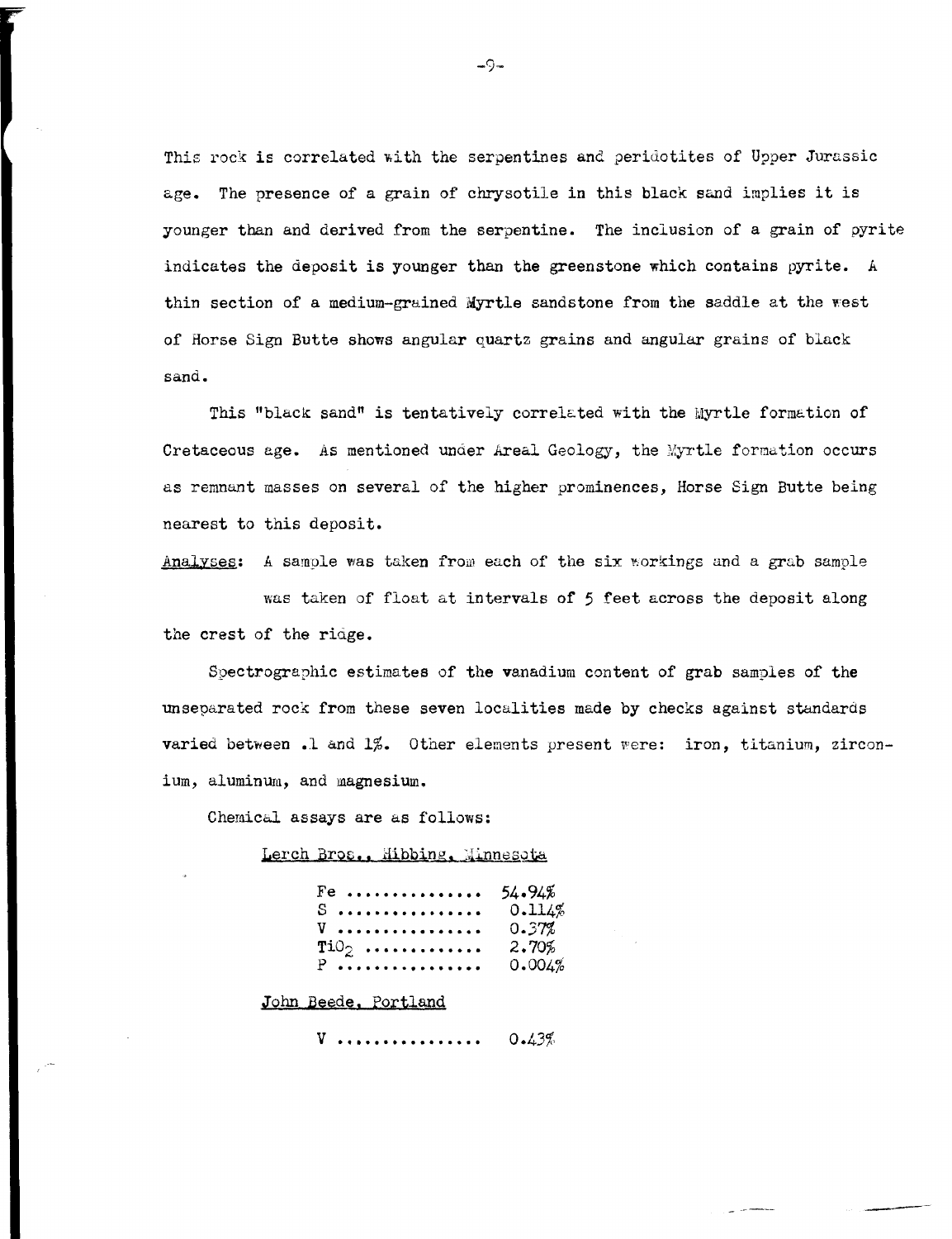This rock is correlated with the serpentines and peridotites of Upper Jurassic age. The presence of a grain of chrysotile in this black sand implies it is younger than and derived from the serpentine. The inclusion of a grain of pyrite indicates the deposit is younger than the greenstone which contains pyrite. A thin section of a medium-grained Myrtle sandstone from the saddle at the west of Horse Sign Butte shows angular quartz grains and angular grains of black sand.

This "black sand" is tentatively correlated with the Myrtle formation of Cretaceous age. As mentioned under Areal Geology, the Myrtle formation occurs as remnant masses on several of the higher prominences, Horse Sign Butte being nearest to this deposit.

Analyses: A sample was taken from each of the six workings and a grab sample was taken of float at intervals of 5 feet across the deposit along the crest of the ridge.

Spectrographic estimates of the vanadium content of grab samples of the unseparated rock from these seven localities made by checks against standards varied between .1 and 1%. Other elements present were: iron, titanium, zirconium, aluminum, and magnesium.

Chemical assays are as follows:

Lerch Bros., Hibbing, Minnesota

| | |
|---|---|
| Fe | 54.94% |
| S | 0.114% |
| V | 0.37% |
| $TiO_2$ | 2.70% |
| P | 0.004% |

John Beede, Portland

| | |
|---|---|
| V | 0.43% |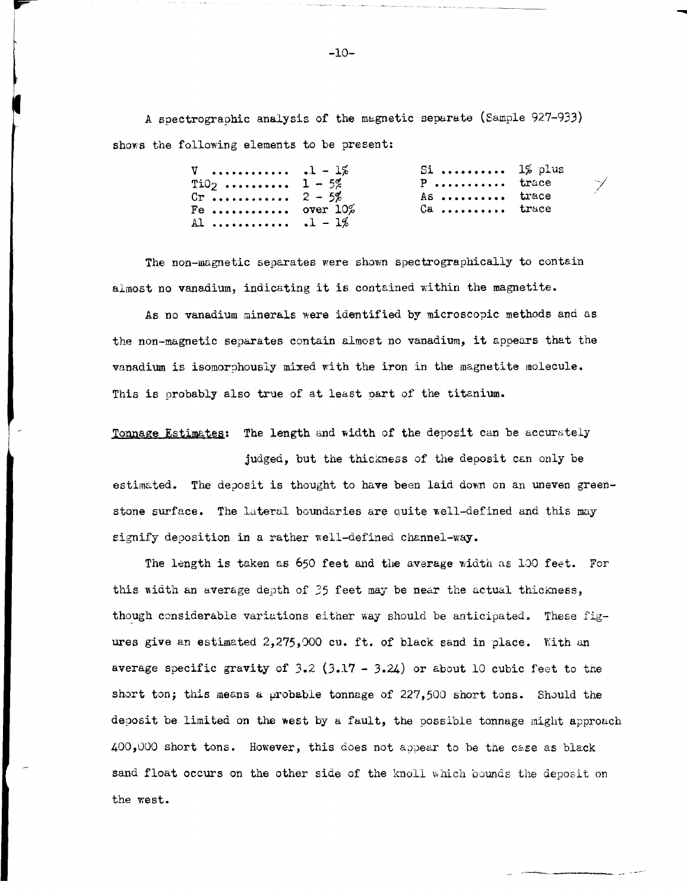A spectrographic analysis of the magnetic separate (Sample 927-933) shows the following elements to be present:

| Element | Amount | Element | Amount |
|---|---|---|---|
| V | .1 - 1% | Si | 1% plus |
| $TiO_2$ | 1 - 5% | P | trace |
| Cr | 2 - 5% | As | trace |
| Fe | over 10% | Ca | trace |
| Al | .1 - 1% | | |

The non-magnetic separates were shown spectrographically to contain almost no vanadium, indicating it is contained within the magnetite.

As no vanadium minerals were identified by microscopic methods and as the non-magnetic separates contain almost no vanadium, it appears that the vanadium is isomorphously mixed with the iron in the magnetite molecule. This is probably also true of at least part of the titanium.

Tonnage Estimates: The length and width of the deposit can be accurately judged, but the thickness of the deposit can only be estimated. The deposit is thought to have been laid down on an uneven greenstone surface. The lateral boundaries are quite well-defined and this may signify deposition in a rather well-defined channel-way.

The length is taken as 650 feet and the average width as 100 feet. For this width an average depth of 35 feet may be near the actual thickness, though considerable variations either way should be anticipated. These figures give an estimated 2,275,000 cu. ft. of black sand in place. With an average specific gravity of 3.2 (3.17 - 3.24) or about 10 cubic feet to the short ton; this means a probable tonnage of 227,500 short tons. Should the deposit be limited on the west by a fault, the possible tonnage might approach 400,000 short tons. However, this does not appear to be the case as black sand float occurs on the other side of the knoll which bounds the deposit on the west.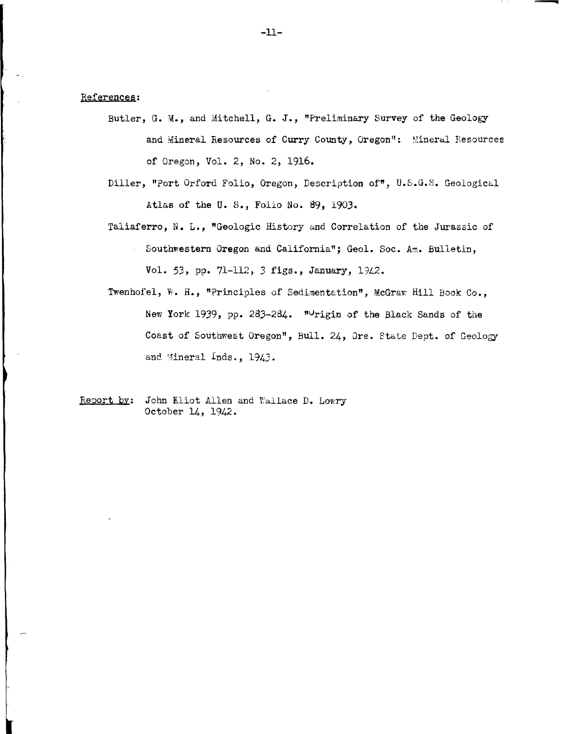<u>References</u>:

Butler, G. M., and Mitchell, G. J., "Preliminary Survey of the Geology and Mineral Resources of Curry County, Oregon": Mineral Resources of Oregon, Vol. 2, No. 2, 1916.

Diller, "Port Orford Folio, Oregon, Description of", U.S.G.S. Geological Atlas of the U. S., Folio No. 89, 1903.

Taliaferro, N. L., "Geologic History and Correlation of the Jurassic of Southwestern Oregon and California"; Geol. Soc. Am. Bulletin, Vol. 53, pp. 71-112, 3 figs., January, 1942.

Twenhofel, W. H., "Principles of Sedimentation", McGraw Hill Book Co., New York 1939, pp. 283-284. "Origin of the Black Sands of the Coast of Southwest Oregon", Bull. 24, Ore. State Dept. of Geology and Mineral Inds., 1943.

<u>Report by</u>: John Eliot Allen and Wallace D. Lowry
October 14, 1942.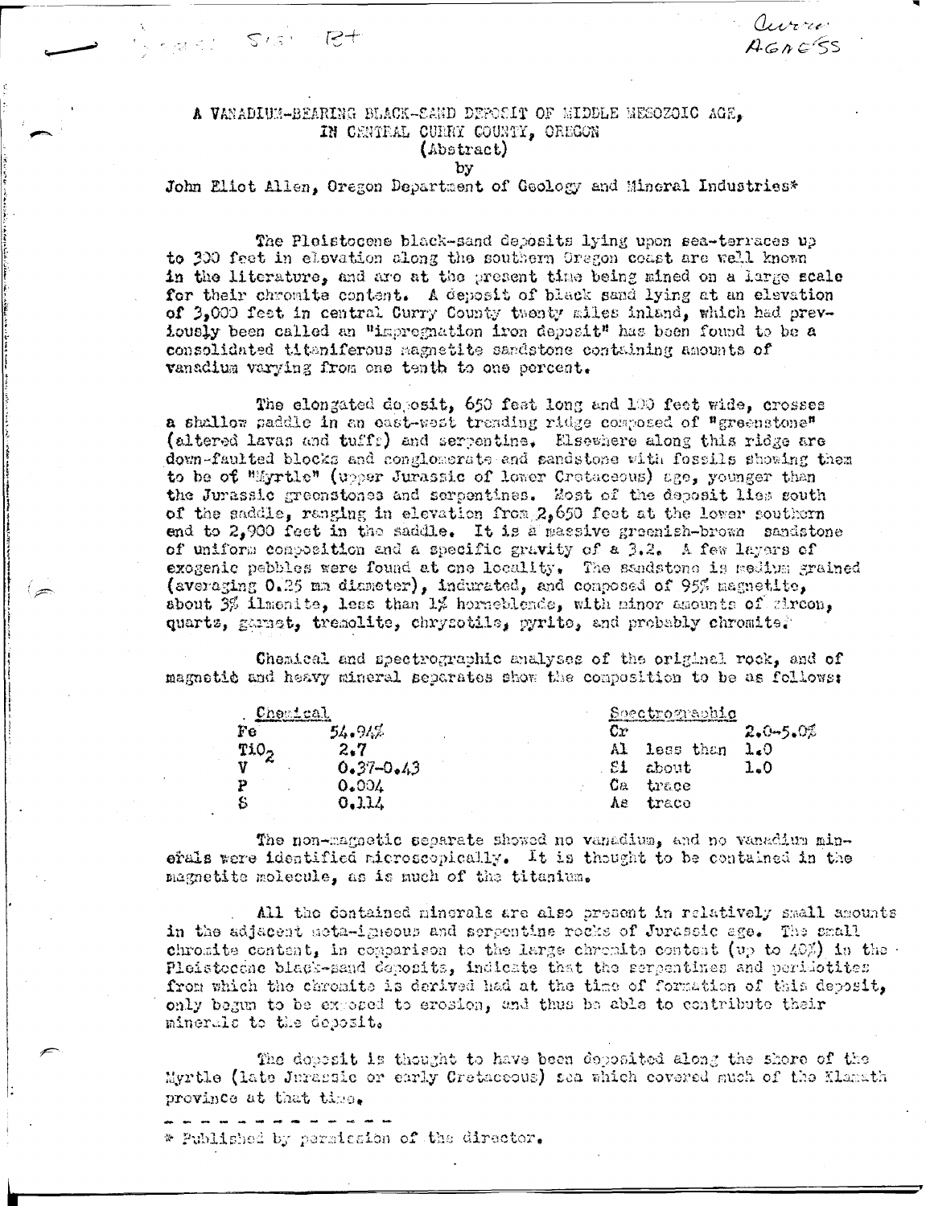# A VANADIUM-BEARING BLACK-SAND DEPOSIT OF MIDDLE MESOZOIC AGE, IN CENTRAL CURRY COUNTY, OREGON

(Abstract)

by

John Eliot Allen, Oregon Department of Geology and Mineral Industries*

The Pleistocene black-sand deposits lying upon sea-terraces up to 300 feet in elevation along the southern Oregon coast are well known in the literature, and are at the present time being mined on a large scale for their chromite content. A deposit of black sand lying at an elevation of 3,000 feet in central Curry County twenty miles inland, which had previously been called an "impregnation iron deposit" has been found to be a consolidated titaniferous magnetite sandstone containing amounts of vanadium varying from one tenth to one percent.

The elongated deposit, 650 feet long and 100 feet wide, crosses a shallow saddle in an east-west trending ridge composed of "greenstone" (altered lavas and tuffs) and serpentine. Elsewhere along this ridge are down-faulted blocks and conglomerate and sandstone with fossils showing them to be of "Myrtle" (upper Jurassic of lower Cretaceous) age, younger than the Jurassic greenstones and serpentines. Most of the deposit lies south of the saddle, ranging in elevation from 2,650 feet at the lower southern end to 2,900 feet in the saddle. It is a massive greenish-brown sandstone of uniform composition and a specific gravity of a 3.2. A few layers of exogenic pebbles were found at one locality. The sandstone is medium grained (averaging 0.25 mm diameter), indurated, and composed of 95% magnetite, about 3% ilmenite, less than 1% hornblende, with minor amounts of zircon, quartz, garnet, tremolite, chrysotile, pyrite, and probably chromite.

Chemical and spectrographic analyses of the original rock, and of magnetic and heavy mineral separates show the composition to be as follows:

| Chemical | | Spectrographic | |
|---|---|---|---|
| Fe | 54.94% | Cr | 2.0-5.0% |
| $TiO_2$ | 2.7 | Al less than | 1.0 |
| V | 0.37-0.43 | Si about | 1.0 |
| P | 0.004 | Ca trace | |
| S | 0.114 | As trace | |

The non-magnetic separate showed no vanadium, and no vanadium minerals were identified microscopically. It is thought to be contained in the magnetite molecule, as is much of the titanium.

All the contained minerals are also present in relatively small amounts in the adjacent meta-igneous and serpentine rocks of Jurassic age. The small chromite content, in comparison to the large chromite content (up to 40%) in the Pleistocene black-sand deposits, indicate that the serpentines and peridotites from which the chromite is derived had at the time of formation of this deposit, only begun to be exposed to erosion, and thus be able to contribute their minerals to the deposit.

The deposit is thought to have been deposited along the shore of the Myrtle (late Jurassic or early Cretaceous) sea which covered much of the Klamath province at that time.

---

\* Published by permission of the director.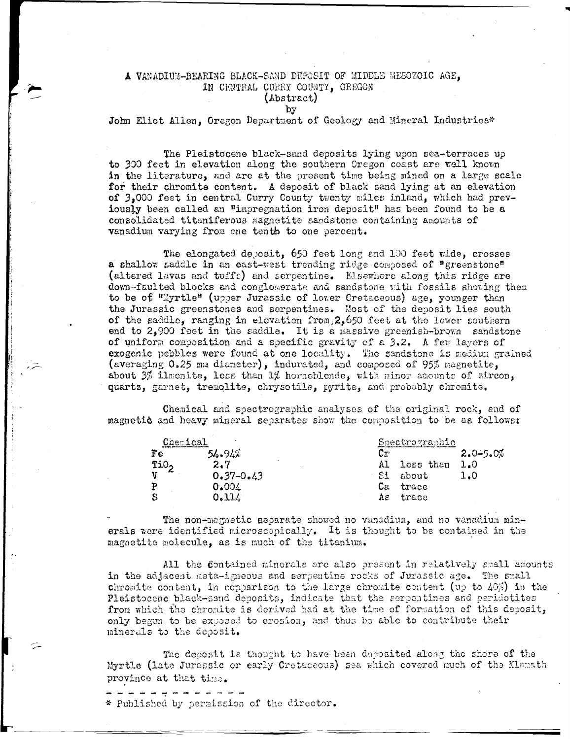# A VANADIUM-BEARING BLACK-SAND DEPOSIT OF MIDDLE MESOZOIC AGE, IN CENTRAL CURRY COUNTY, OREGON

(Abstract)

by

John Eliot Allen, Oregon Department of Geology and Mineral Industries*

The Pleistocene black-sand deposits lying upon sea-terraces up to 300 feet in elevation along the southern Oregon coast are well known in the literature, and are at the present time being mined on a large scale for their chromite content. A deposit of black sand lying at an elevation of 3,000 feet in central Curry County twenty miles inland, which had previously been called an "impregnation iron deposit" has been found to be a consolidated titaniferous magnetite sandstone containing amounts of vanadium varying from one tenth to one percent.

The elongated deposit, 650 feet long and 100 feet wide, crosses a shallow saddle in an east-west trending ridge composed of "greenstone" (altered lavas and tuffs) and serpentine. Elsewhere along this ridge are down-faulted blocks and conglomerate and sandstone with fossils showing them to be of "Myrtle" (upper Jurassic of lower Cretaceous) age, younger than the Jurassic greenstones and serpentines. Most of the deposit lies south of the saddle, ranging in elevation from 2,650 feet at the lower southern end to 2,900 feet in the saddle. It is a massive greenish-brown sandstone of uniform composition and a specific gravity of a 3.2. A few layers of exogenic pebbles were found at one locality. The sandstone is medium grained (averaging 0.25 mm diameter), indurated, and composed of 95% magnetite, about 3% ilmenite, less than 1% hornblende, with minor amounts of zircon, quartz, garnet, tremolite, chrysotile, pyrite, and probably chromite.

Chemical and spectrographic analyses of the original rock, and of magnetic and heavy mineral separates show the composition to be as follows:

| Chemical | | Spectrographic | |
|---|---|---|---|
| Fe | 54.94% | Cr | 2.0-5.0% |
| $TiO_2$ | 2.7 | Al less than | 1.0 |
| V | 0.37-0.43 | Si about | 1.0 |
| P | 0.004 | Ca trace | |
| S | 0.114 | As trace | |

The non-magnetic separate showed no vanadium, and no vanadium minerals were identified microscopically. It is thought to be contained in the magnetite molecule, as is much of the titanium.

All the contained minerals are also present in relatively small amounts in the adjacent meta-igneous and serpentine rocks of Jurassic age. The small chromite content, in comparison to the large chromite content (up to 40%) in the Pleistocene black-sand deposits, indicate that the serpentines and peridotites from which the chromite is derived had at the time of formation of this deposit, only begun to be exposed to erosion, and thus be able to contribute their minerals to the deposit.

The deposit is thought to have been deposited along the shore of the Myrtle (late Jurassic or early Cretaceous) sea which covered much of the Klamath province at that time.

---

\* Published by permission of the director.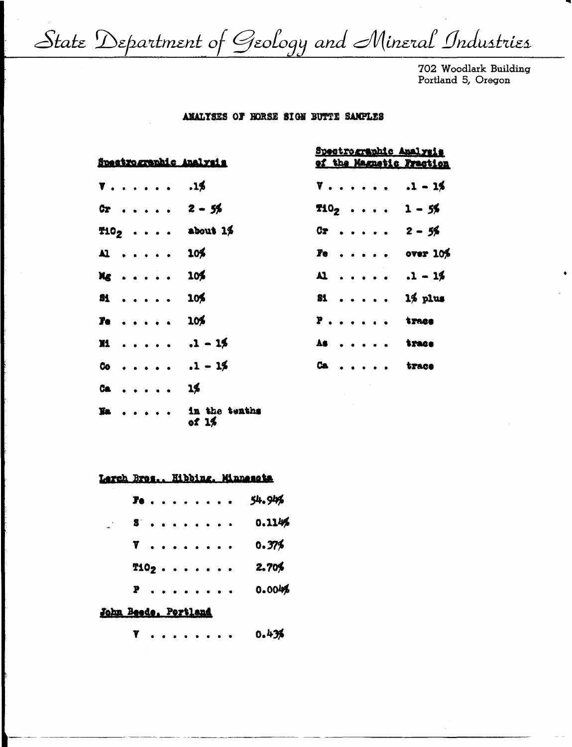State Department of Geology and Mineral Industries

702 Woodlark Building
Portland 5, Oregon

## ANALYSES OF HORSE SIGN BUTTE SAMPLES

**Spectrographic Analysis**

| | |
|---|---|
| V . . . . . . . | .1% |
| Cr . . . . . | 2 - 5% |
| $TiO_2$ . . . . | about 1% |
| Al . . . . . | 10% |
| Mg . . . . . | 10% |
| Si . . . . . | 10% |
| Fe . . . . . | 10% |
| Ni . . . . . | .1 - 1% |
| Co . . . . . | .1 - 1% |
| Ca . . . . . | 1% |
| Na . . . . . | in the tenths of 1% |

**Spectrographic Analysis of the Magnetic Fraction**

| | |
|---|---|
| V . . . . . . . | .1 - 1% |
| $TiO_2$ . . . . | 1 - 5% |
| Cr . . . . . | 2 - 5% |
| Fe . . . . . | over 10% |
| Al . . . . . | .1 - 1% |
| Si . . . . . | 1% plus |
| P . . . . . . . | trace |
| As . . . . . | trace |
| Ca . . . . . | trace |

**Lerch Bros., Hibbing, Minnesota**

| | |
|---|---|
| Fe . . . . . . . . . | 54.94% |
| S . . . . . . . . . | 0.114% |
| V . . . . . . . . . | 0.37% |
| $TiO_2$ . . . . . . . | 2.70% |
| P . . . . . . . . . | 0.004% |

**John Beede, Portland**

| | |
|---|---|
| V . . . . . . . . . | 0.43% |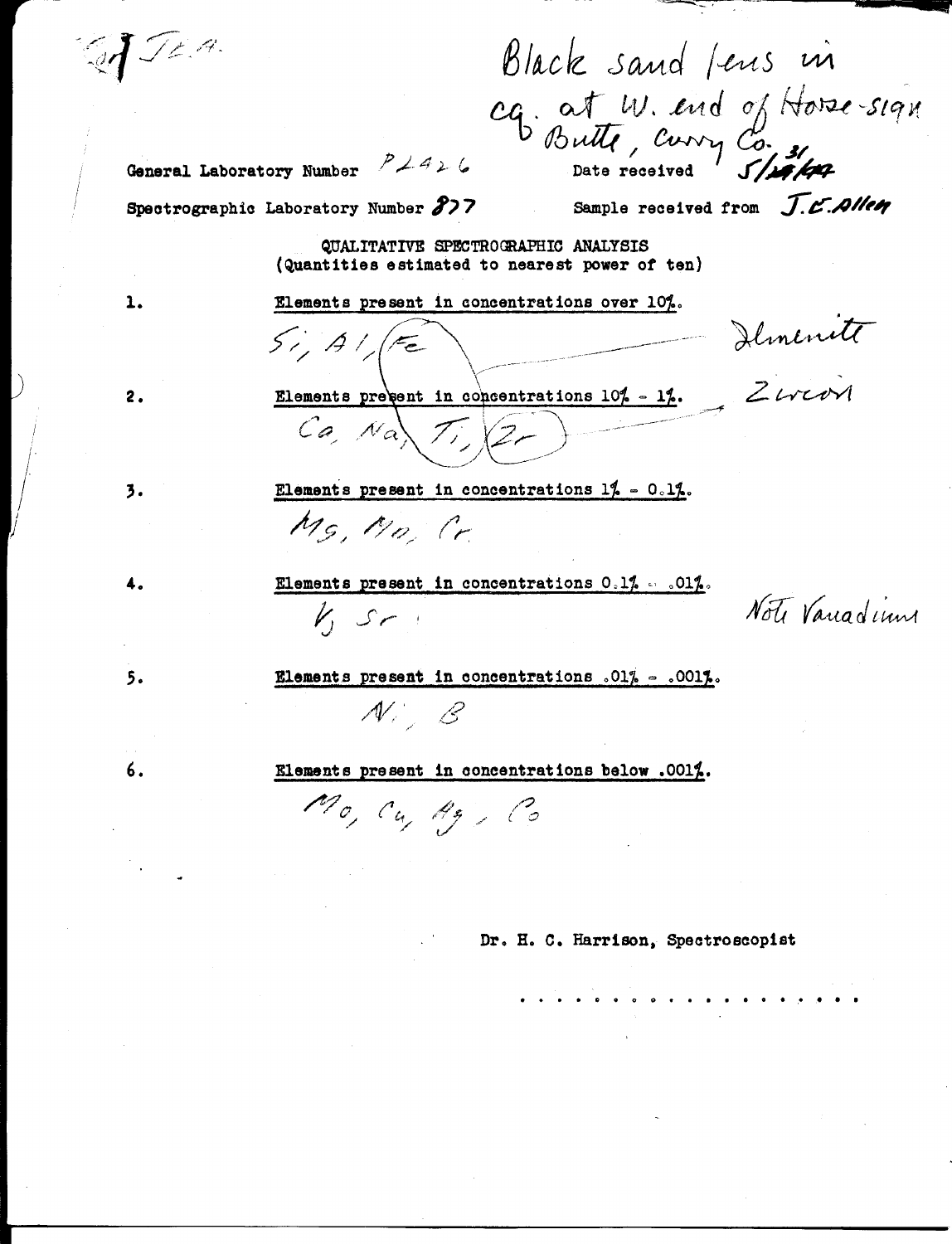Cof JEA.

Black sand lens in cg. at W. end of Horse-sign Butte, Curry Co.

General Laboratory Number P2426

Date received 5/31/42

Spectrographic Laboratory Number 877

Sample received from J.E. Allen

QUALITATIVE SPECTROGRAPHIC ANALYSIS
(Quantities estimated to nearest power of ten)

1. Elements present in concentrations over 10%.

   Si, Al, Fe — Ilmenite

2. Elements present in concentrations 10% - 1%.

   Ca, Na, Ti, Zr — Zircon

3. Elements present in concentrations 1% - 0.1%.

   Mg, Mn, Cr

4. Elements present in concentrations 0.1% - .01%.

   V, Sr — Note Vanadium

5. Elements present in concentrations .01% - .001%.

   Ni, B

6. Elements present in concentrations below .001%.

   Mo, Cu, Ag, Co

Dr. H. C. Harrison, Spectroscopist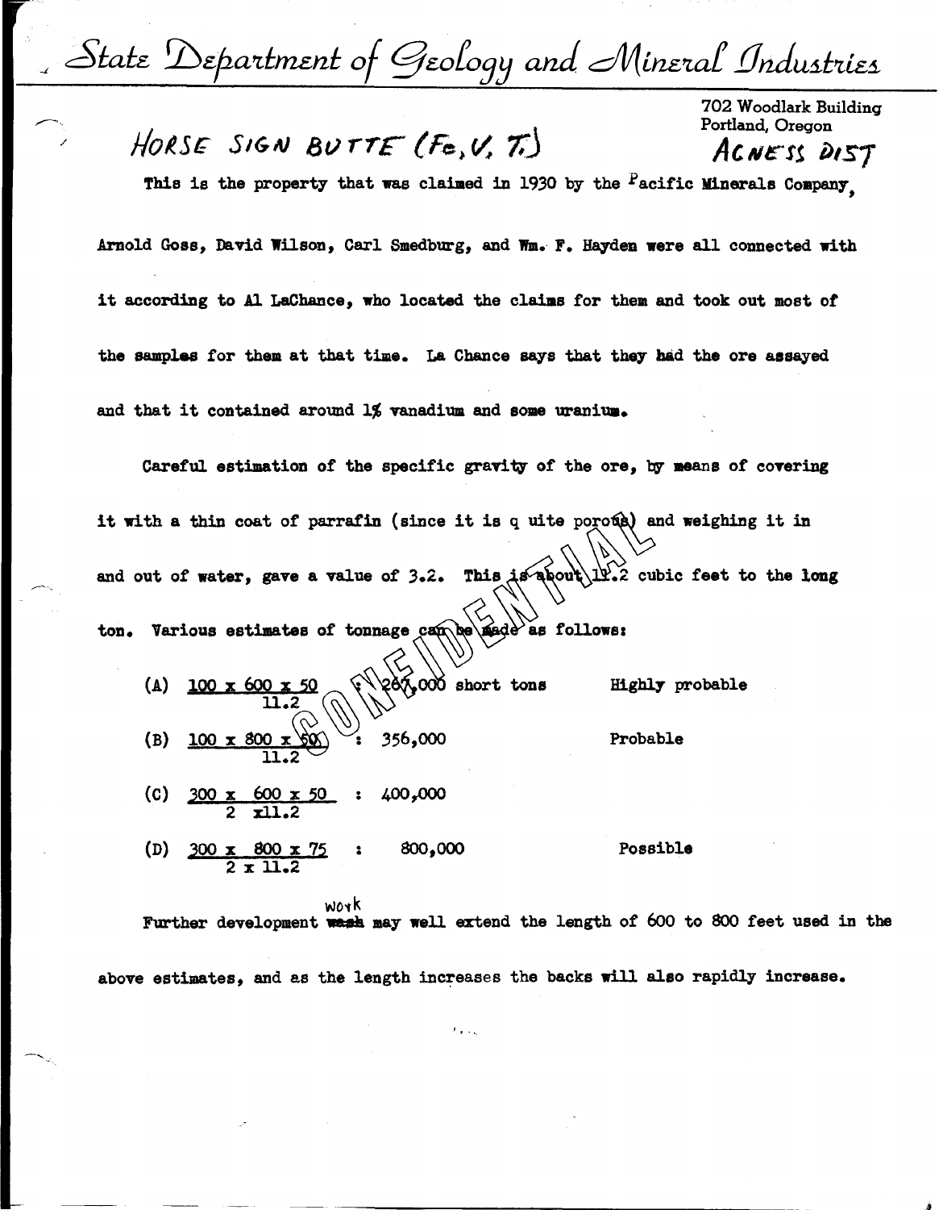# State Department of Geology and Mineral Industries

702 Woodlark Building
Portland, Oregon

HORSE SIGN BUTTE (Fe, V, Ti)

ACNESS DIST

This is the property that was claimed in 1930 by the Pacific Minerals Company, Arnold Goss, David Wilson, Carl Smedburg, and Wm. F. Hayden were all connected with it according to Al LaChance, who located the claims for them and took out most of the samples for them at that time. La Chance says that they had the ore assayed and that it contained around 1% vanadium and some uranium.

Careful estimation of the specific gravity of the ore, by means of covering it with a thin coat of parrafin (since it is q uite porous) and weighing it in and out of water, gave a value of 3.2. This is about 11.2 cubic feet to the long ton. Various estimates of tonnage can be made as follows:

CONFIDENTIAL

| | | | | |
|---|---|---|---|---|
| (A) | $\frac{100 \times 600 \times 50}{11.2}$ | : | 267,000 short tons | Highly probable |
| (B) | $\frac{100 \times 800 \times 50}{11.2}$ | : | 356,000 | Probable |
| (C) | $\frac{300 \times 600 \times 50}{2 \times 11.2}$ | : | 400,000 | |
| (D) | $\frac{300 \times 800 \times 75}{2 \times 11.2}$ | : | 800,000 | Possible |

Further development ~~wash~~ work may well extend the length of 600 to 800 feet used in the above estimates, and as the length increases the backs will also rapidly increase.